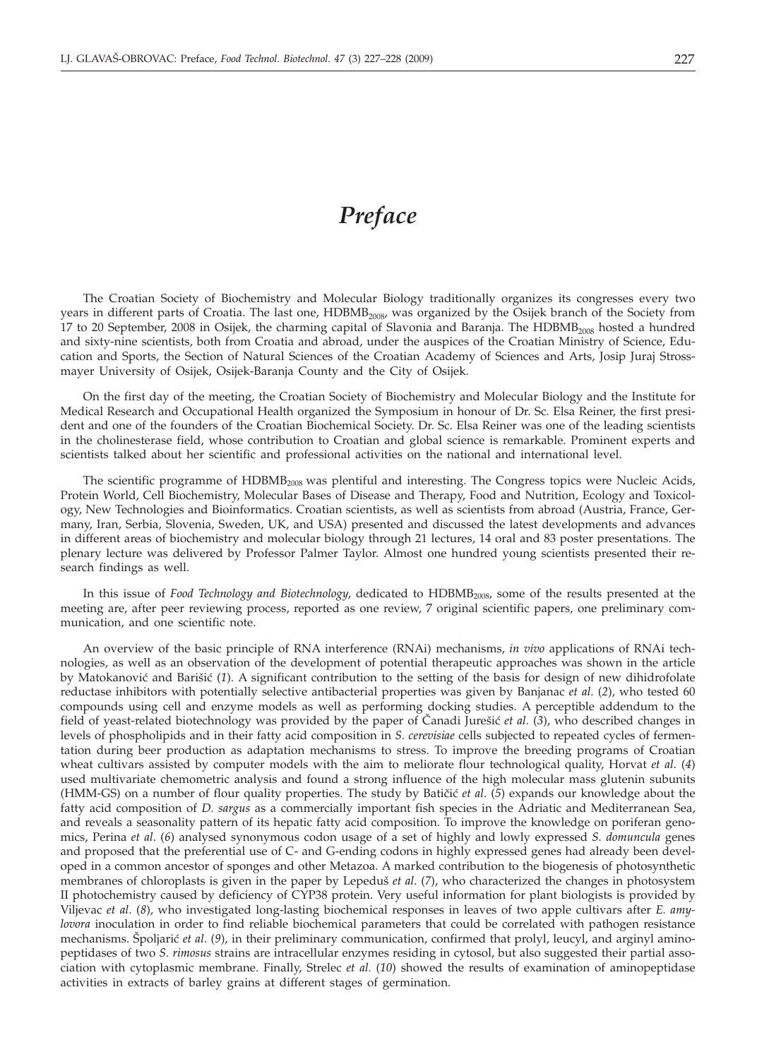# *Preface*

The Croatian Society of Biochemistry and Molecular Biology traditionally organizes its congresses every two years in different parts of Croatia. The last one, $HDBMB_{2008}$, was organized by the Osijek branch of the Society from 17 to 20 September, 2008 in Osijek, the charming capital of Slavonia and Baranja. The $HDBMB_{2008}$ hosted a hundred and sixty-nine scientists, both from Croatia and abroad, under the auspices of the Croatian Ministry of Science, Education and Sports, the Section of Natural Sciences of the Croatian Academy of Sciences and Arts, Josip Juraj Strossmayer University of Osijek, Osijek-Baranja County and the City of Osijek.

On the first day of the meeting, the Croatian Society of Biochemistry and Molecular Biology and the Institute for Medical Research and Occupational Health organized the Symposium in honour of Dr. Sc. Elsa Reiner, the first president and one of the founders of the Croatian Biochemical Society. Dr. Sc. Elsa Reiner was one of the leading scientists in the cholinesterase field, whose contribution to Croatian and global science is remarkable. Prominent experts and scientists talked about her scientific and professional activities on the national and international level.

The scientific programme of $HDBMB_{2008}$ was plentiful and interesting. The Congress topics were Nucleic Acids, Protein World, Cell Biochemistry, Molecular Bases of Disease and Therapy, Food and Nutrition, Ecology and Toxicology, New Technologies and Bioinformatics. Croatian scientists, as well as scientists from abroad (Austria, France, Germany, Iran, Serbia, Slovenia, Sweden, UK, and USA) presented and discussed the latest developments and advances in different areas of biochemistry and molecular biology through 21 lectures, 14 oral and 83 poster presentations. The plenary lecture was delivered by Professor Palmer Taylor. Almost one hundred young scientists presented their research findings as well.

In this issue of *Food Technology and Biotechnology*, dedicated to $HDBMB_{2008}$, some of the results presented at the meeting are, after peer reviewing process, reported as one review, 7 original scientific papers, one preliminary communication, and one scientific note.

An overview of the basic principle of RNA interference (RNAi) mechanisms, *in vivo* applications of RNAi technologies, as well as an observation of the development of potential therapeutic approaches was shown in the article by Matokanović and Barišić (*1*). A significant contribution to the setting of the basis for design of new dihidrofolate reductase inhibitors with potentially selective antibacterial properties was given by Banjanac *et al.* (*2*), who tested 60 compounds using cell and enzyme models as well as performing docking studies. A perceptible addendum to the field of yeast-related biotechnology was provided by the paper of Čanadi Jurešić *et al*. (*3*), who described changes in levels of phospholipids and in their fatty acid composition in *S. cerevisiae* cells subjected to repeated cycles of fermentation during beer production as adaptation mechanisms to stress. To improve the breeding programs of Croatian wheat cultivars assisted by computer models with the aim to meliorate flour technological quality, Horvat *et al*. (*4*) used multivariate chemometric analysis and found a strong influence of the high molecular mass glutenin subunits (HMM-GS) on a number of flour quality properties. The study by Batičić *et al*. (*5*) expands our knowledge about the fatty acid composition of *D. sargus* as a commercially important fish species in the Adriatic and Mediterranean Sea, and reveals a seasonality pattern of its hepatic fatty acid composition. To improve the knowledge on poriferan genomics, Perina *et al*. (*6*) analysed synonymous codon usage of a set of highly and lowly expressed *S. domuncula* genes and proposed that the preferential use of C- and G-ending codons in highly expressed genes had already been developed in a common ancestor of sponges and other Metazoa. A marked contribution to the biogenesis of photosynthetic membranes of chloroplasts is given in the paper by Lepeduš *et al*. (*7*), who characterized the changes in photosystem II photochemistry caused by deficiency of CYP38 protein. Very useful information for plant biologists is provided by Viljevac *et al*. (*8*), who investigated long-lasting biochemical responses in leaves of two apple cultivars after *E. amylovora* inoculation in order to find reliable biochemical parameters that could be correlated with pathogen resistance mechanisms. Špoljarić *et al*. (*9*), in their preliminary communication, confirmed that prolyl, leucyl, and arginyl aminopeptidases of two *S. rimosus* strains are intracellular enzymes residing in cytosol, but also suggested their partial association with cytoplasmic membrane. Finally, Strelec *et al.* (*10*) showed the results of examination of aminopeptidase activities in extracts of barley grains at different stages of germination.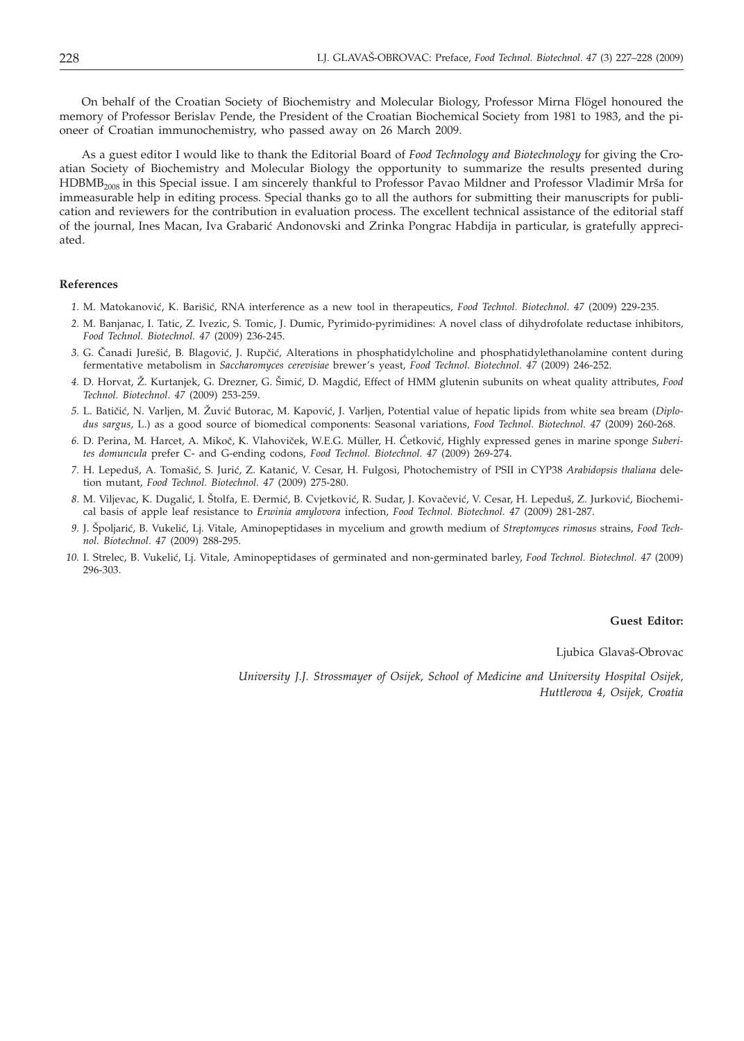On behalf of the Croatian Society of Biochemistry and Molecular Biology, Professor Mirna Flögel honoured the memory of Professor Berislav Pende, the President of the Croatian Biochemical Society from 1981 to 1983, and the pioneer of Croatian immunochemistry, who passed away on 26 March 2009.

As a guest editor I would like to thank the Editorial Board of *Food Technology and Biotechnology* for giving the Croatian Society of Biochemistry and Molecular Biology the opportunity to summarize the results presented during $HDBMB_{2008}$ in this Special issue. I am sincerely thankful to Professor Pavao Mildner and Professor Vladimir Mrša for immeasurable help in editing process. Special thanks go to all the authors for submitting their manuscripts for publication and reviewers for the contribution in evaluation process. The excellent technical assistance of the editorial staff of the journal, Ines Macan, Iva Grabarić Andonovski and Zrinka Pongrac Habdija in particular, is gratefully appreciated.

## References

1. M. Matokanović, K. Barišić, RNA interference as a new tool in therapeutics, *Food Technol. Biotechnol. 47* (2009) 229-235.
2. M. Banjanac, I. Tatic, Z. Ivezic, S. Tomic, J. Dumic, Pyrimido-pyrimidines: A novel class of dihydrofolate reductase inhibitors, *Food Technol. Biotechnol. 47* (2009) 236-245.
3. G. Čanadi Jurešić, B. Blagović, J. Rupčić, Alterations in phosphatidylcholine and phosphatidylethanolamine content during fermentative metabolism in *Saccharomyces cerevisiae* brewer's yeast, *Food Technol. Biotechnol. 47* (2009) 246-252.
4. D. Horvat, Ž. Kurtanjek, G. Drezner, G. Šimić, D. Magdić, Effect of HMM glutenin subunits on wheat quality attributes, *Food Technol. Biotechnol. 47* (2009) 253-259.
5. L. Batičić, N. Varljen, M. Žuvić Butorac, M. Kapović, J. Varljen, Potential value of hepatic lipids from white sea bream (*Diplodus sargus*, L.) as a good source of biomedical components: Seasonal variations, *Food Technol. Biotechnol. 47* (2009) 260-268.
6. D. Perina, M. Harcet, A. Mikoč, K. Vlahoviček, W.E.G. Müller, H. Ćetković, Highly expressed genes in marine sponge *Suberites domuncula* prefer C- and G-ending codons, *Food Technol. Biotechnol. 47* (2009) 269-274.
7. H. Lepeduš, A. Tomašić, S. Jurić, Z. Katanić, V. Cesar, H. Fulgosi, Photochemistry of PSII in CYP38 *Arabidopsis thaliana* deletion mutant, *Food Technol. Biotechnol. 47* (2009) 275-280.
8. M. Viljevac, K. Dugalić, I. Štolfa, E. Đermić, B. Cvjetković, R. Sudar, J. Kovačević, V. Cesar, H. Lepeduš, Z. Jurković, Biochemical basis of apple leaf resistance to *Erwinia amylovora* infection, *Food Technol. Biotechnol. 47* (2009) 281-287.
9. J. Špoljarić, B. Vukelić, Lj. Vitale, Aminopeptidases in mycelium and growth medium of *Streptomyces rimosus* strains, *Food Technol. Biotechnol. 47* (2009) 288-295.
10. I. Strelec, B. Vukelić, Lj. Vitale, Aminopeptidases of germinated and non-germinated barley, *Food Technol. Biotechnol. 47* (2009) 296-303.

**Guest Editor:**

Ljubica Glavaš-Obrovac

*University J.J. Strossmayer of Osijek, School of Medicine and University Hospital Osijek, Huttlerova 4, Osijek, Croatia*